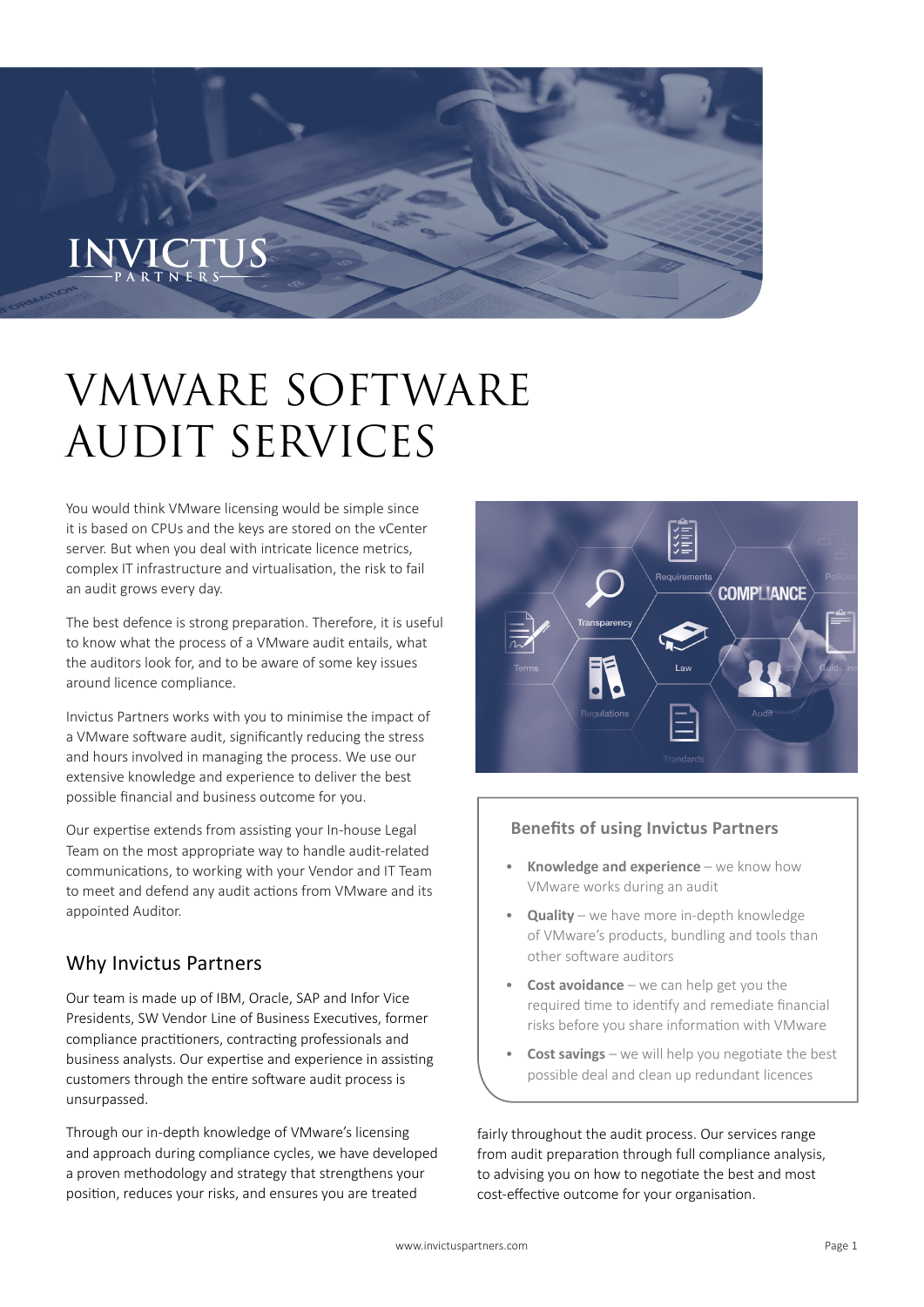# VMWARE SOFTWARE AUDIT SERVICES

You would think VMware licensing would be simple since it is based on CPUs and the keys are stored on the vCenter server. But when you deal with intricate licence metrics, complex IT infrastructure and virtualisation, the risk to fail an audit grows every day.

The best defence is strong preparation. Therefore, it is useful to know what the process of a VMware audit entails, what the auditors look for, and to be aware of some key issues around licence compliance.

Invictus Partners works with you to minimise the impact of a VMware software audit, significantly reducing the stress and hours involved in managing the process. We use our extensive knowledge and experience to deliver the best possible financial and business outcome for you.

Our expertise extends from assisting your In-house Legal Team on the most appropriate way to handle audit-related communications, to working with your Vendor and IT Team to meet and defend any audit actions from VMware and its appointed Auditor.

## Why Invictus Partners

Our team is made up of IBM, Oracle, SAP and Infor Vice Presidents, SW Vendor Line of Business Executives, former compliance practitioners, contracting professionals and business analysts. Our expertise and experience in assisting customers through the entire software audit process is unsurpassed.

Through our in-depth knowledge of VMware's licensing and approach during compliance cycles, we have developed a proven methodology and strategy that strengthens your position, reduces your risks, and ensures you are treated fairly throughout the audit process. Our services range from audit preparation through full compliance analysis, to advising you on how to negotiate the best and most cost-effective outcome for your organisation.

### Benefits of using Invictus Partners

- **Knowledge and experience** – we know how VMware works during an audit
- **Quality** – we have more in-depth knowledge of VMware's products, bundling and tools than other software auditors
- **Cost avoidance** – we can help get you the required time to identify and remediate financial risks before you share information with VMware
- **Cost savings** – we will help you negotiate the best possible deal and clean up redundant licences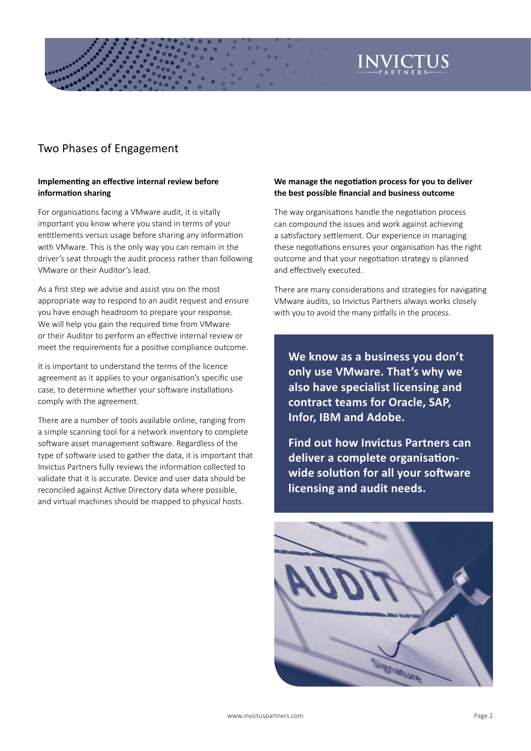## Two Phases of Engagement

**Implementing an effective internal review before information sharing**

For organisations facing a VMware audit, it is vitally important you know where you stand in terms of your entitlements versus usage before sharing any information with VMware. This is the only way you can remain in the driver's seat through the audit process rather than following VMware or their Auditor's lead.

As a first step we advise and assist you on the most appropriate way to respond to an audit request and ensure you have enough headroom to prepare your response. We will help you gain the required time from VMware or their Auditor to perform an effective internal review or meet the requirements for a positive compliance outcome.

It is important to understand the terms of the licence agreement as it applies to your organisation's specific use case, to determine whether your software installations comply with the agreement.

There are a number of tools available online, ranging from a simple scanning tool for a network inventory to complete software asset management software. Regardless of the type of software used to gather the data, it is important that Invictus Partners fully reviews the information collected to validate that it is accurate. Device and user data should be reconciled against Active Directory data where possible, and virtual machines should be mapped to physical hosts.

**We manage the negotiation process for you to deliver the best possible financial and business outcome**

The way organisations handle the negotiation process can compound the issues and work against achieving a satisfactory settlement. Our experience in managing these negotiations ensures your organisation has the right outcome and that your negotiation strategy is planned and effectively executed.

There are many considerations and strategies for navigating VMware audits, so Invictus Partners always works closely with you to avoid the many pitfalls in the process.

**We know as a business you don't only use VMware. That's why we also have specialist licensing and contract teams for Oracle, SAP, Infor, IBM and Adobe.**

**Find out how Invictus Partners can deliver a complete organisation-wide solution for all your software licensing and audit needs.**